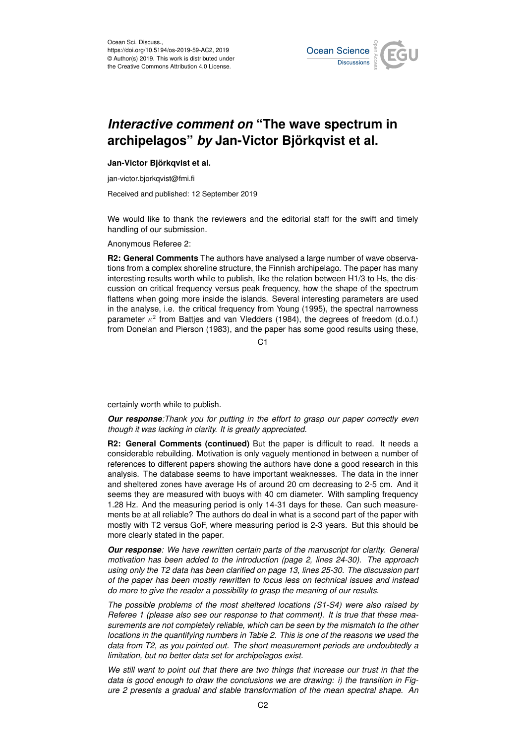# *Interactive comment on* "The wave spectrum in archipelagos" *by* Jan-Victor Björkqvist et al.

**Jan-Victor Björkqvist et al.**

jan-victor.bjorkqvist@fmi.fi

Received and published: 12 September 2019

We would like to thank the reviewers and the editorial staff for the swift and timely handling of our submission.

Anonymous Referee 2:

**R2: General Comments** The authors have analysed a large number of wave observations from a complex shoreline structure, the Finnish archipelago. The paper has many interesting results worth while to publish, like the relation between H1/3 to Hs, the discussion on critical frequency versus peak frequency, how the shape of the spectrum flattens when going more inside the islands. Several interesting parameters are used in the analyse, i.e. the critical frequency from Young (1995), the spectral narrowness parameter $\kappa^2$ from Battjes and van Vledders (1984), the degrees of freedom (d.o.f.) from Donelan and Pierson (1983), and the paper has some good results using these, certainly worth while to publish.

***Our response**:Thank you for putting in the effort to grasp our paper correctly even though it was lacking in clarity. It is greatly appreciated.*

**R2: General Comments (continued)** But the paper is difficult to read. It needs a considerable rebuilding. Motivation is only vaguely mentioned in between a number of references to different papers showing the authors have done a good research in this analysis. The database seems to have important weaknesses. The data in the inner and sheltered zones have average Hs of around 20 cm decreasing to 2-5 cm. And it seems they are measured with buoys with 40 cm diameter. With sampling frequency 1.28 Hz. And the measuring period is only 14-31 days for these. Can such measurements be at all reliable? The authors do deal in what is a second part of the paper with mostly with T2 versus GoF, where measuring period is 2-3 years. But this should be more clearly stated in the paper.

***Our response**: We have rewritten certain parts of the manuscript for clarity. General motivation has been added to the introduction (page 2, lines 24-30). The approach using only the T2 data has been clarified on page 13, lines 25-30. The discussion part of the paper has been mostly rewritten to focus less on technical issues and instead do more to give the reader a possibility to grasp the meaning of our results.*

*The possible problems of the most sheltered locations (S1-S4) were also raised by Referee 1 (please also see our response to that comment). It is true that these measurements are not completely reliable, which can be seen by the mismatch to the other locations in the quantifying numbers in Table 2. This is one of the reasons we used the data from T2, as you pointed out. The short measurement periods are undoubtedly a limitation, but no better data set for archipelagos exist.*

*We still want to point out that there are two things that increase our trust in that the data is good enough to draw the conclusions we are drawing: i) the transition in Figure 2 presents a gradual and stable transformation of the mean spectral shape. An*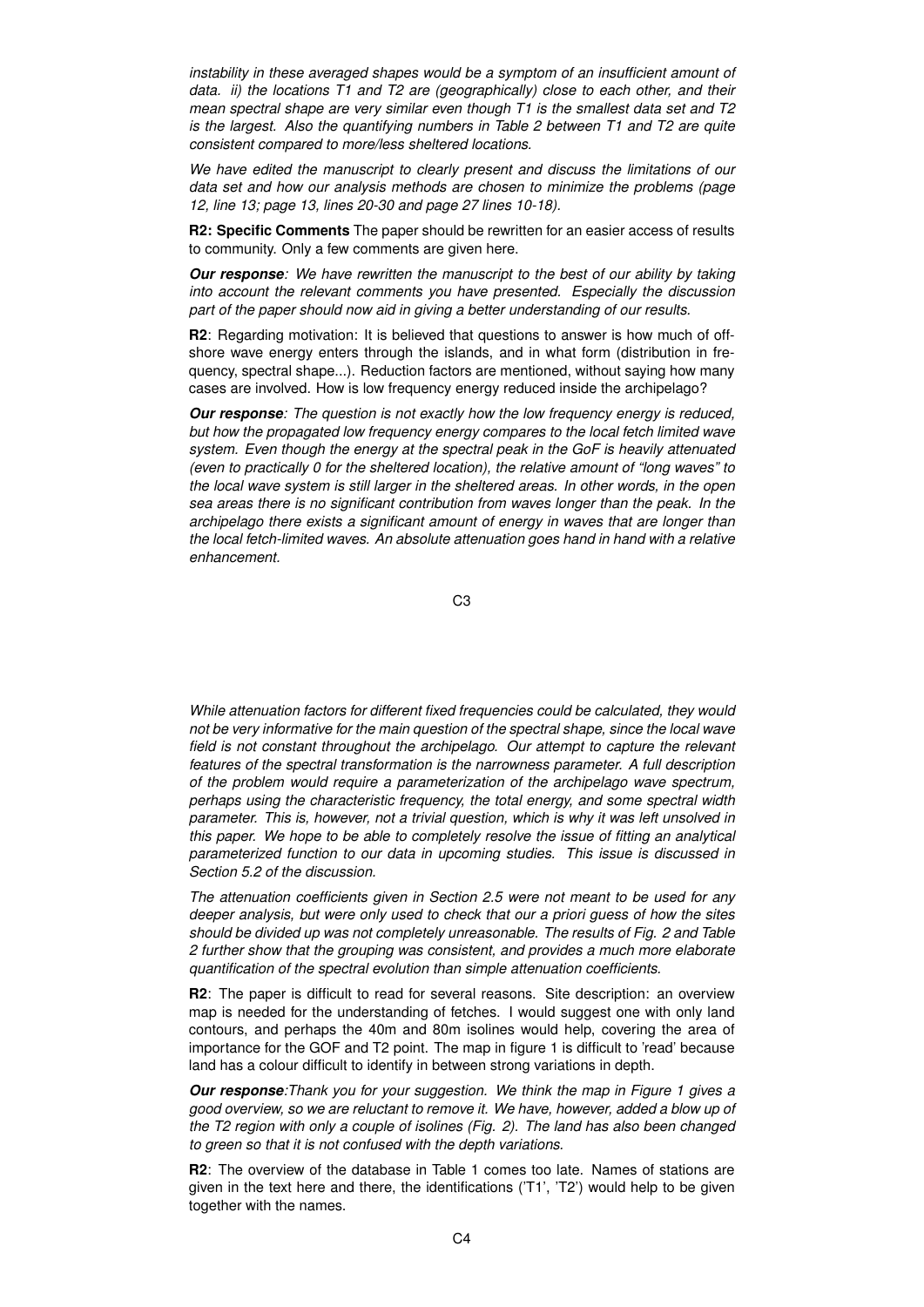*instability in these averaged shapes would be a symptom of an insufficient amount of data. ii) the locations T1 and T2 are (geographically) close to each other, and their mean spectral shape are very similar even though T1 is the smallest data set and T2 is the largest. Also the quantifying numbers in Table 2 between T1 and T2 are quite consistent compared to more/less sheltered locations.*

*We have edited the manuscript to clearly present and discuss the limitations of our data set and how our analysis methods are chosen to minimize the problems (page 12, line 13; page 13, lines 20-30 and page 27 lines 10-18).*

**R2: Specific Comments** The paper should be rewritten for an easier access of results to community. Only a few comments are given here.

***Our response****: We have rewritten the manuscript to the best of our ability by taking into account the relevant comments you have presented. Especially the discussion part of the paper should now aid in giving a better understanding of our results.*

**R2**: Regarding motivation: It is believed that questions to answer is how much of off-shore wave energy enters through the islands, and in what form (distribution in frequency, spectral shape...). Reduction factors are mentioned, without saying how many cases are involved. How is low frequency energy reduced inside the archipelago?

***Our response****: The question is not exactly how the low frequency energy is reduced, but how the propagated low frequency energy compares to the local fetch limited wave system. Even though the energy at the spectral peak in the GoF is heavily attenuated (even to practically 0 for the sheltered location), the relative amount of "long waves" to the local wave system is still larger in the sheltered areas. In other words, in the open sea areas there is no significant contribution from waves longer than the peak. In the archipelago there exists a significant amount of energy in waves that are longer than the local fetch-limited waves. An absolute attenuation goes hand in hand with a relative enhancement.*

*While attenuation factors for different fixed frequencies could be calculated, they would not be very informative for the main question of the spectral shape, since the local wave field is not constant throughout the archipelago. Our attempt to capture the relevant features of the spectral transformation is the narrowness parameter. A full description of the problem would require a parameterization of the archipelago wave spectrum, perhaps using the characteristic frequency, the total energy, and some spectral width parameter. This is, however, not a trivial question, which is why it was left unsolved in this paper. We hope to be able to completely resolve the issue of fitting an analytical parameterized function to our data in upcoming studies. This issue is discussed in Section 5.2 of the discussion.*

*The attenuation coefficients given in Section 2.5 were not meant to be used for any deeper analysis, but were only used to check that our a priori guess of how the sites should be divided up was not completely unreasonable. The results of Fig. 2 and Table 2 further show that the grouping was consistent, and provides a much more elaborate quantification of the spectral evolution than simple attenuation coefficients.*

**R2**: The paper is difficult to read for several reasons. Site description: an overview map is needed for the understanding of fetches. I would suggest one with only land contours, and perhaps the 40m and 80m isolines would help, covering the area of importance for the GOF and T2 point. The map in figure 1 is difficult to 'read' because land has a colour difficult to identify in between strong variations in depth.

***Our response****:Thank you for your suggestion. We think the map in Figure 1 gives a good overview, so we are reluctant to remove it. We have, however, added a blow up of the T2 region with only a couple of isolines (Fig. 2). The land has also been changed to green so that it is not confused with the depth variations.*

**R2**: The overview of the database in Table 1 comes too late. Names of stations are given in the text here and there, the identifications ('T1', 'T2') would help to be given together with the names.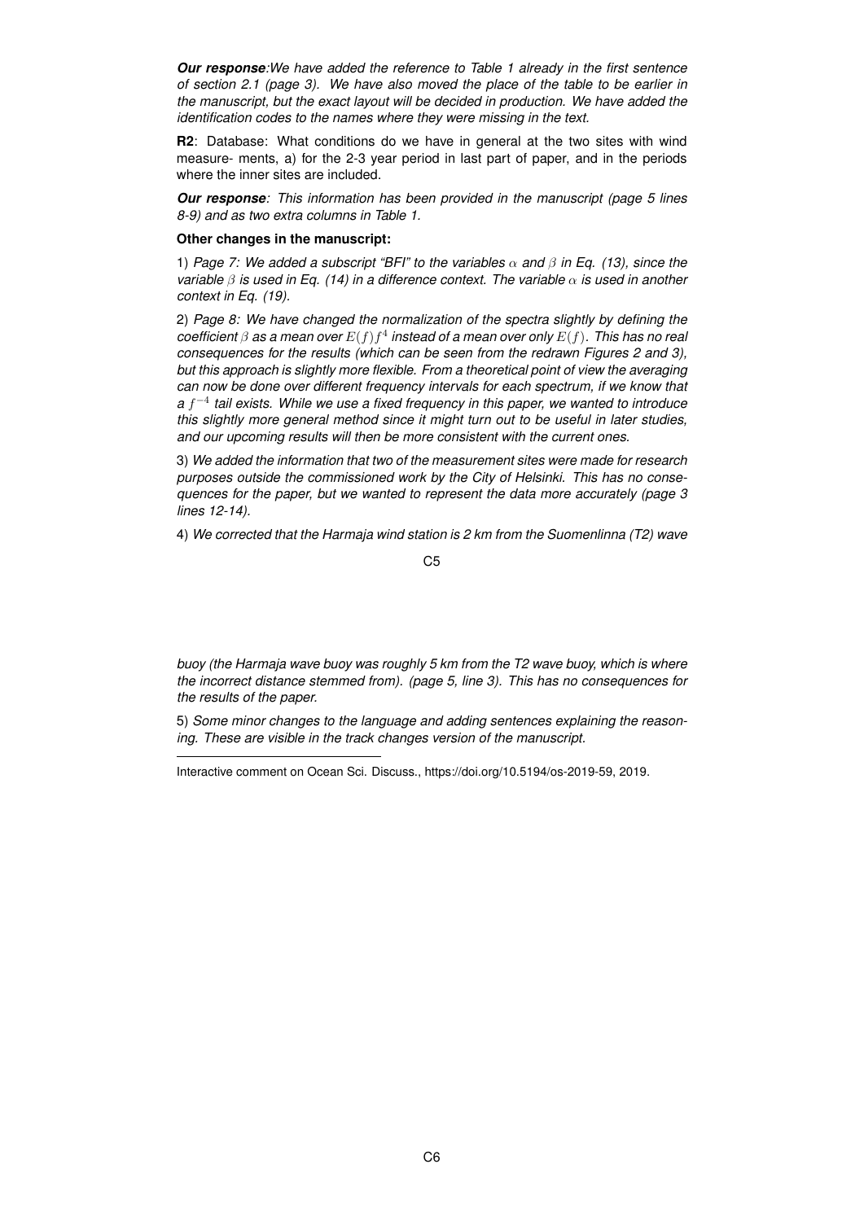***Our response***:*We have added the reference to Table 1 already in the first sentence of section 2.1 (page 3). We have also moved the place of the table to be earlier in the manuscript, but the exact layout will be decided in production. We have added the identification codes to the names where they were missing in the text.*

**R2**: Database: What conditions do we have in general at the two sites with wind measure- ments, a) for the 2-3 year period in last part of paper, and in the periods where the inner sites are included.

***Our response***: *This information has been provided in the manuscript (page 5 lines 8-9) and as two extra columns in Table 1.*

**Other changes in the manuscript:**

1) *Page 7: We added a subscript "BFI" to the variables $\alpha$ and $\beta$ in Eq. (13), since the variable $\beta$ is used in Eq. (14) in a difference context. The variable $\alpha$ is used in another context in Eq. (19).*

2) *Page 8: We have changed the normalization of the spectra slightly by defining the coefficient $\beta$ as a mean over $E(f)f^4$ instead of a mean over only $E(f)$. This has no real consequences for the results (which can be seen from the redrawn Figures 2 and 3), but this approach is slightly more flexible. From a theoretical point of view the averaging can now be done over different frequency intervals for each spectrum, if we know that a $f^{-4}$ tail exists. While we use a fixed frequency in this paper, we wanted to introduce this slightly more general method since it might turn out to be useful in later studies, and our upcoming results will then be more consistent with the current ones.*

3) *We added the information that two of the measurement sites were made for research purposes outside the commissioned work by the City of Helsinki. This has no consequences for the paper, but we wanted to represent the data more accurately (page 3 lines 12-14).*

4) *We corrected that the Harmaja wind station is 2 km from the Suomenlinna (T2) wave buoy (the Harmaja wave buoy was roughly 5 km from the T2 wave buoy, which is where the incorrect distance stemmed from). (page 5, line 3). This has no consequences for the results of the paper.*

5) *Some minor changes to the language and adding sentences explaining the reasoning. These are visible in the track changes version of the manuscript.*

---

Interactive comment on Ocean Sci. Discuss., https://doi.org/10.5194/os-2019-59, 2019.